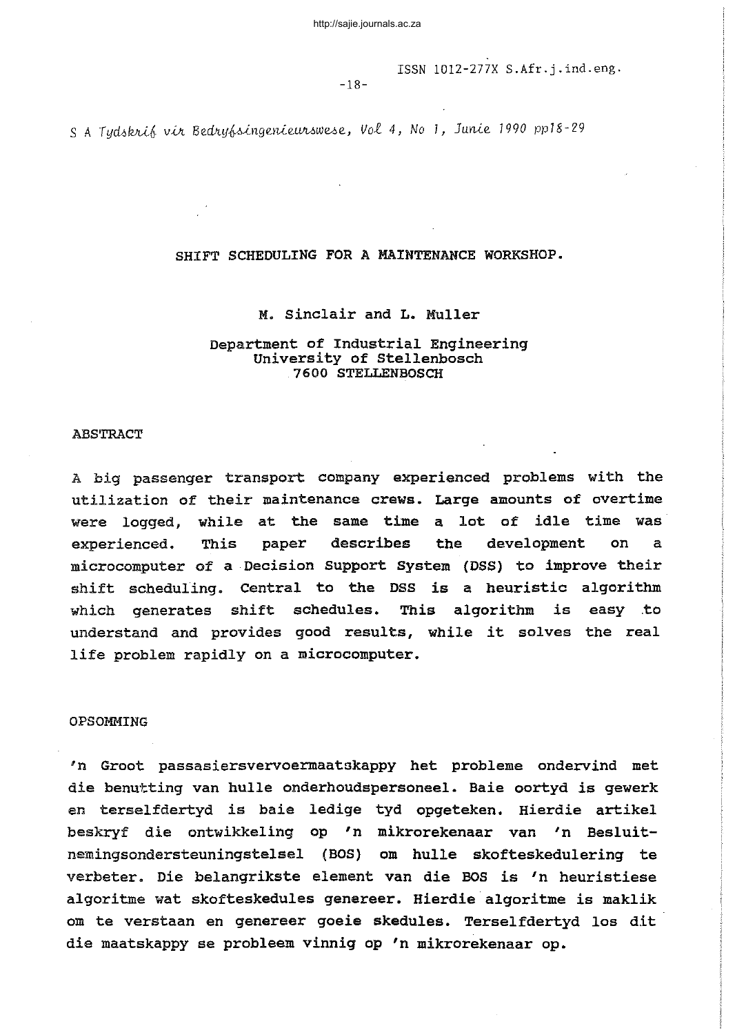# SHIFT SCHEDULING FOR A MAINTENANCE WORKSHOP.

M. Sinclair and L. Muller

Department of Industrial Engineering
University of Stellenbosch
7600 STELLENBOSCH

## ABSTRACT

A big passenger transport company experienced problems with the utilization of their maintenance crews. Large amounts of overtime were logged, while at the same time a lot of idle time was experienced. This paper describes the development on a microcomputer of a Decision Support System (DSS) to improve their shift scheduling. Central to the DSS is a heuristic algorithm which generates shift schedules. This algorithm is easy to understand and provides good results, while it solves the real life problem rapidly on a microcomputer.

## OPSOMMING

'n Groot passasiersvervoermaatskappy het probleme ondervind met die benutting van hulle onderhoudspersoneel. Baie oortyd is gewerk en terselfdertyd is baie ledige tyd opgeteken. Hierdie artikel beskryf die ontwikkeling op 'n mikrorekenaar van 'n Besluitnemingsondersteuningstelsel (BOS) om hulle skofteskedulering te verbeter. Die belangrikste element van die BOS is 'n heuristiese algoritme wat skofteskedules genereer. Hierdie algoritme is maklik om te verstaan en genereer goeie skedules. Terselfdertyd los dit die maatskappy se probleem vinnig op 'n mikrorekenaar op.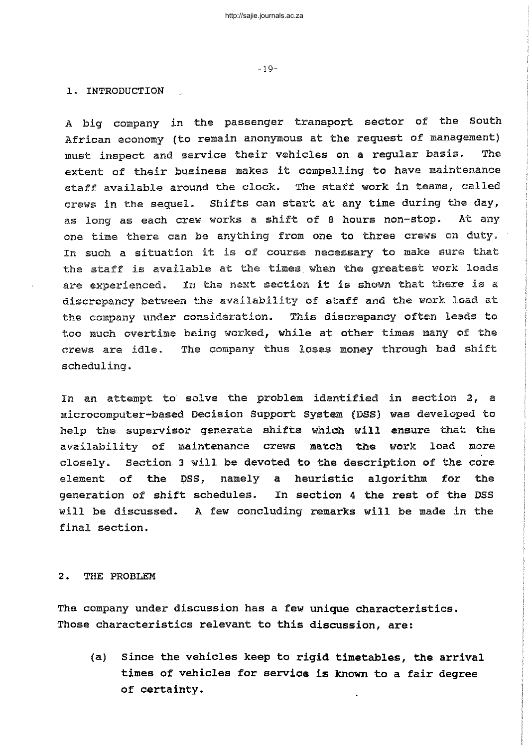## 1. INTRODUCTION

A big company in the passenger transport sector of the South African economy (to remain anonymous at the request of management) must inspect and service their vehicles on a regular basis. The extent of their business makes it compelling to have maintenance staff available around the clock. The staff work in teams, called crews in the sequel. Shifts can start at any time during the day, as long as each crew works a shift of 8 hours non-stop. At any one time there can be anything from one to three crews on duty. In such a situation it is of course necessary to make sure that the staff is available at the times when the greatest work loads are experienced. In the next section it is shown that there is a discrepancy between the availability of staff and the work load at the company under consideration. This discrepancy often leads to too much overtime being worked, while at other times many of the crews are idle. The company thus loses money through bad shift scheduling.

In an attempt to solve the problem identified in section 2, a microcomputer-based Decision Support System (DSS) was developed to help the supervisor generate shifts which will ensure that the availability of maintenance crews match the work load more closely. Section 3 will be devoted to the description of the core element of the DSS, namely a heuristic algorithm for the generation of shift schedules. In section 4 the rest of the DSS will be discussed. A few concluding remarks will be made in the final section.

## 2. THE PROBLEM

The company under discussion has a few unique characteristics. Those characteristics relevant to this discussion, are:

(a) Since the vehicles keep to rigid timetables, the arrival times of vehicles for service is known to a fair degree of certainty.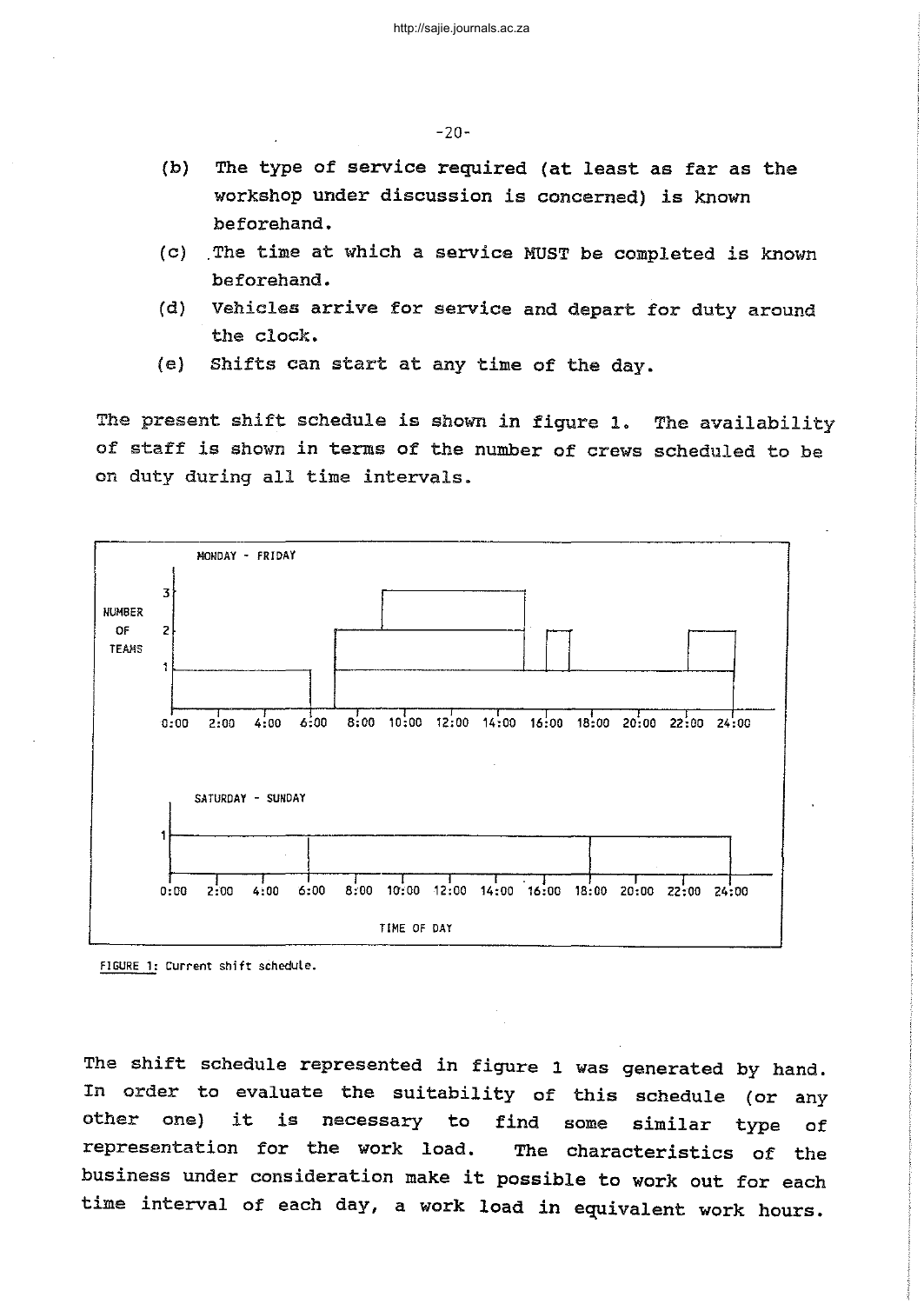(b) The type of service required (at least as far as the workshop under discussion is concerned) is known beforehand.

(c) The time at which a service MUST be completed is known beforehand.

(d) Vehicles arrive for service and depart for duty around the clock.

(e) Shifts can start at any time of the day.

The present shift schedule is shown in figure 1. The availability of staff is shown in terms of the number of crews scheduled to be on duty during all time intervals.

FIGURE 1: Current shift schedule.

The shift schedule represented in figure 1 was generated by hand. In order to evaluate the suitability of this schedule (or any other one) it is necessary to find some similar type of representation for the work load. The characteristics of the business under consideration make it possible to work out for each time interval of each day, a work load in equivalent work hours.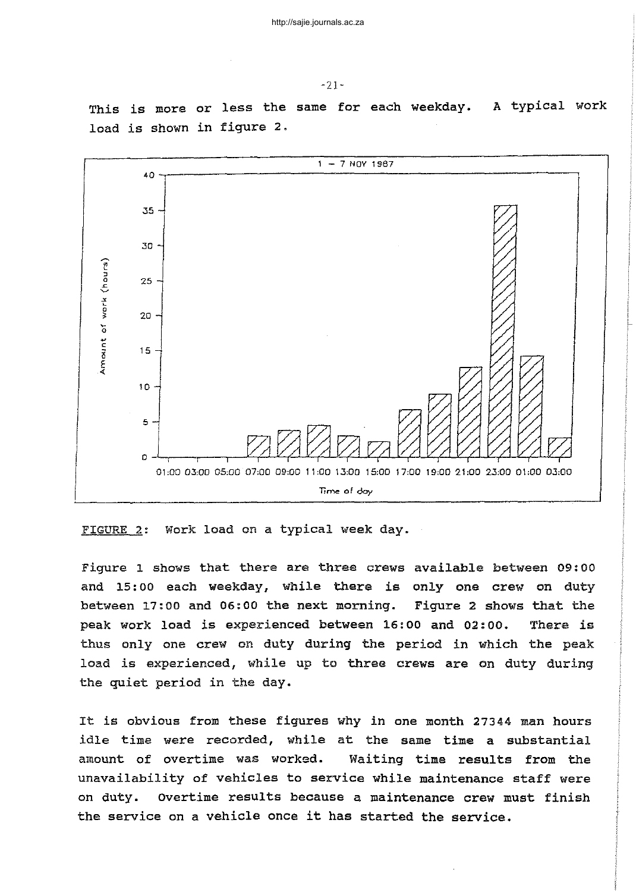This is more or less the same for each weekday. A typical work load is shown in figure 2.

FIGURE 2: Work load on a typical week day.

Figure 1 shows that there are three crews available between 09:00 and 15:00 each weekday, while there is only one crew on duty between 17:00 and 06:00 the next morning. Figure 2 shows that the peak work load is experienced between 16:00 and 02:00. There is thus only one crew on duty during the period in which the peak load is experienced, while up to three crews are on duty during the quiet period in the day.

It is obvious from these figures why in one month 27344 man hours idle time were recorded, while at the same time a substantial amount of overtime was worked. Waiting time results from the unavailability of vehicles to service while maintenance staff were on duty. Overtime results because a maintenance crew must finish the service on a vehicle once it has started the service.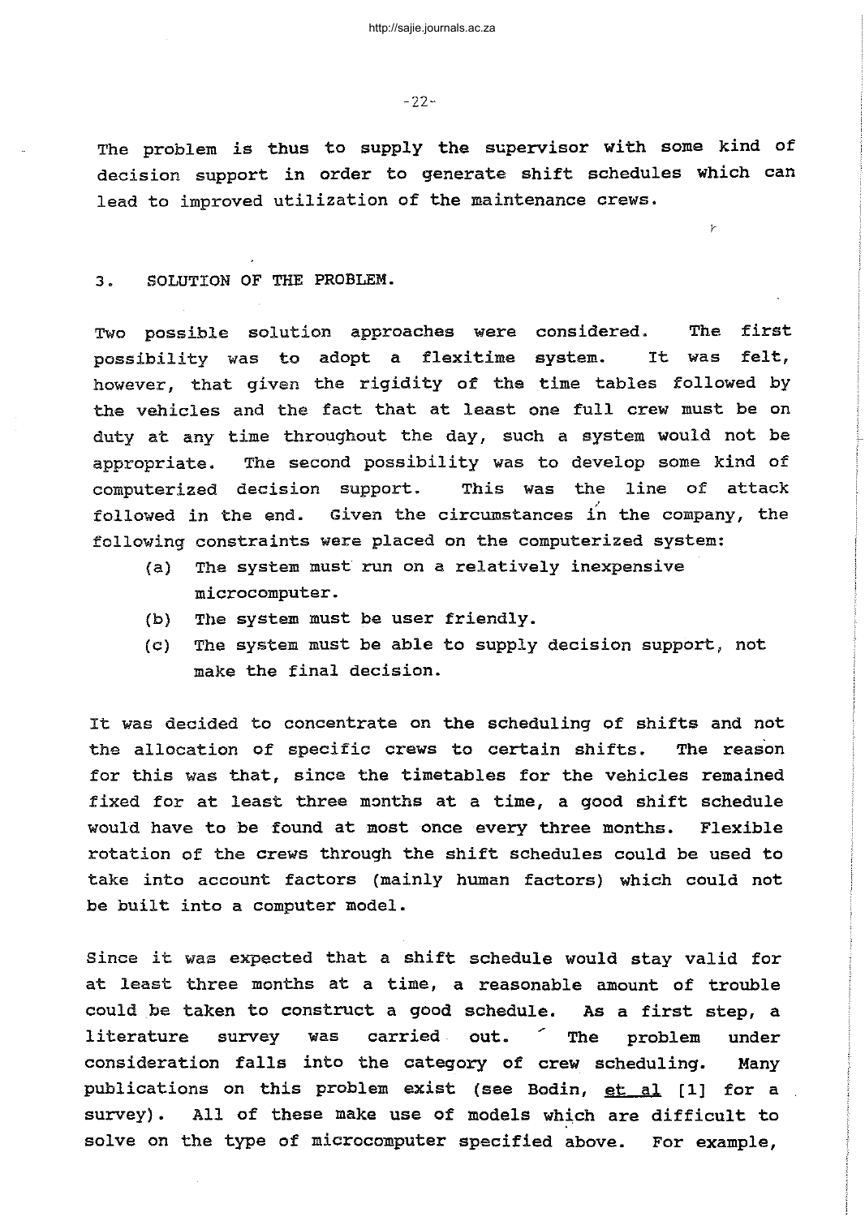The problem is thus to supply the supervisor with some kind of decision support in order to generate shift schedules which can lead to improved utilization of the maintenance crews.

## 3. SOLUTION OF THE PROBLEM.

Two possible solution approaches were considered. The first possibility was to adopt a flexitime system. It was felt, however, that given the rigidity of the time tables followed by the vehicles and the fact that at least one full crew must be on duty at any time throughout the day, such a system would not be appropriate. The second possibility was to develop some kind of computerized decision support. This was the line of attack followed in the end. Given the circumstances in the company, the following constraints were placed on the computerized system:

(a) The system must run on a relatively inexpensive microcomputer.

(b) The system must be user friendly.

(c) The system must be able to supply decision support, not make the final decision.

It was decided to concentrate on the scheduling of shifts and not the allocation of specific crews to certain shifts. The reason for this was that, since the timetables for the vehicles remained fixed for at least three months at a time, a good shift schedule would have to be found at most once every three months. Flexible rotation of the crews through the shift schedules could be used to take into account factors (mainly human factors) which could not be built into a computer model.

Since it was expected that a shift schedule would stay valid for at least three months at a time, a reasonable amount of trouble could be taken to construct a good schedule. As a first step, a literature survey was carried out. The problem under consideration falls into the category of crew scheduling. Many publications on this problem exist (see Bodin, et al [1] for a survey). All of these make use of models which are difficult to solve on the type of microcomputer specified above. For example,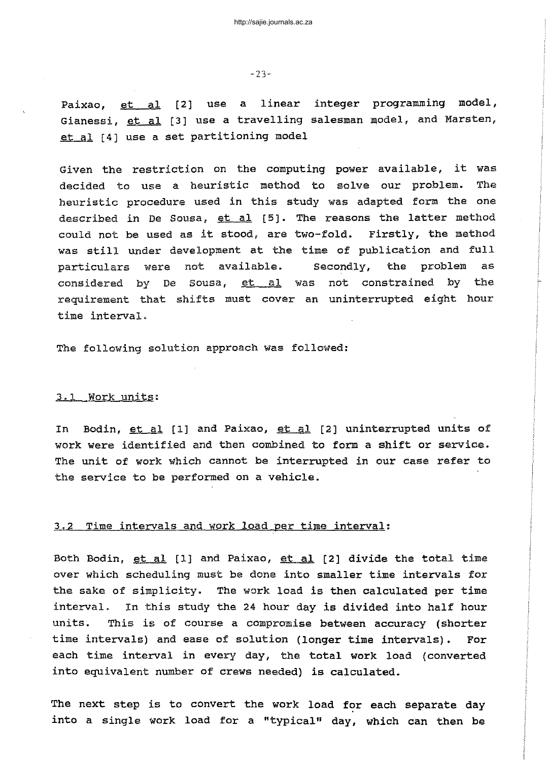Paixao, et al [2] use a linear integer programming model, Gianessi, et al [3] use a travelling salesman model, and Marsten, et al [4] use a set partitioning model

Given the restriction on the computing power available, it was decided to use a heuristic method to solve our problem. The heuristic procedure used in this study was adapted form the one described in De Sousa, et al [5]. The reasons the latter method could not be used as it stood, are two-fold. Firstly, the method was still under development at the time of publication and full particulars were not available. Secondly, the problem as considered by De Sousa, et al was not constrained by the requirement that shifts must cover an uninterrupted eight hour time interval.

The following solution approach was followed:

### 3.1 Work units:

In Bodin, et al [1] and Paixao, et al [2] uninterrupted units of work were identified and then combined to form a shift or service. The unit of work which cannot be interrupted in our case refer to the service to be performed on a vehicle.

### 3.2 Time intervals and work load per time interval:

Both Bodin, et al [1] and Paixao, et al [2] divide the total time over which scheduling must be done into smaller time intervals for the sake of simplicity. The work load is then calculated per time interval. In this study the 24 hour day is divided into half hour units. This is of course a compromise between accuracy (shorter time intervals) and ease of solution (longer time intervals). For each time interval in every day, the total work load (converted into equivalent number of crews needed) is calculated.

The next step is to convert the work load for each separate day into a single work load for a "typical" day, which can then be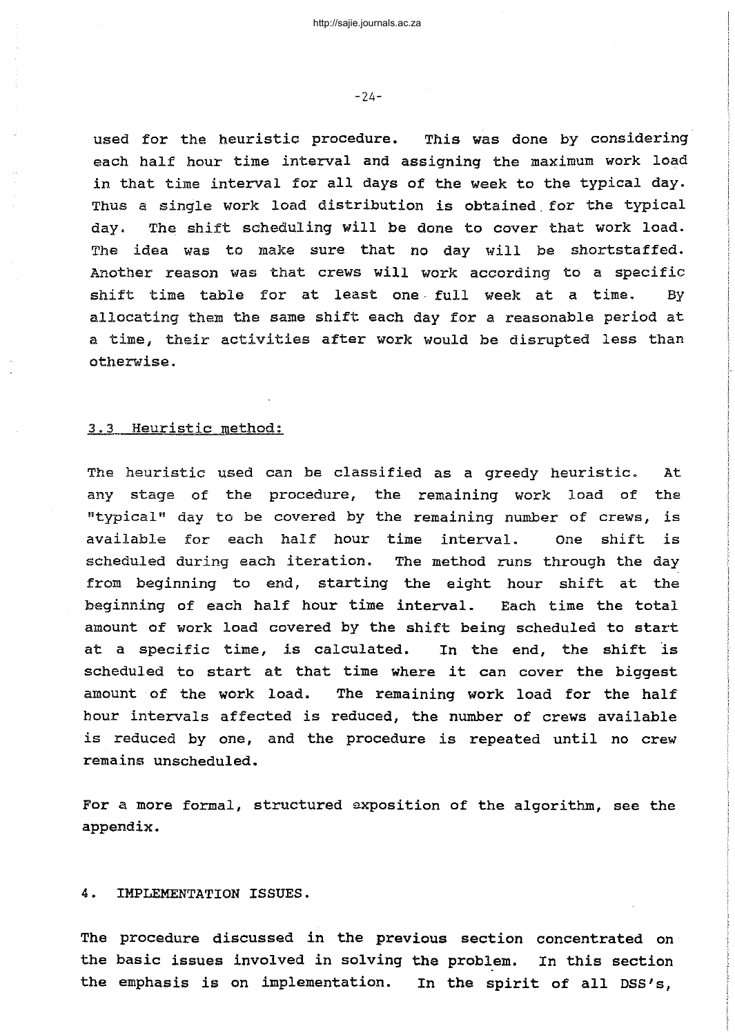used for the heuristic procedure. This was done by considering each half hour time interval and assigning the maximum work load in that time interval for all days of the week to the typical day. Thus a single work load distribution is obtained for the typical day. The shift scheduling will be done to cover that work load. The idea was to make sure that no day will be shortstaffed. Another reason was that crews will work according to a specific shift time table for at least one full week at a time. By allocating them the same shift each day for a reasonable period at a time, their activities after work would be disrupted less than otherwise.

### 3.3 Heuristic method:

The heuristic used can be classified as a greedy heuristic. At any stage of the procedure, the remaining work load of the "typical" day to be covered by the remaining number of crews, is available for each half hour time interval. One shift is scheduled during each iteration. The method runs through the day from beginning to end, starting the eight hour shift at the beginning of each half hour time interval. Each time the total amount of work load covered by the shift being scheduled to start at a specific time, is calculated. In the end, the shift is scheduled to start at that time where it can cover the biggest amount of the work load. The remaining work load for the half hour intervals affected is reduced, the number of crews available is reduced by one, and the procedure is repeated until no crew remains unscheduled.

For a more formal, structured exposition of the algorithm, see the appendix.

## 4. IMPLEMENTATION ISSUES.

The procedure discussed in the previous section concentrated on the basic issues involved in solving the problem. In this section the emphasis is on implementation. In the spirit of all DSS's,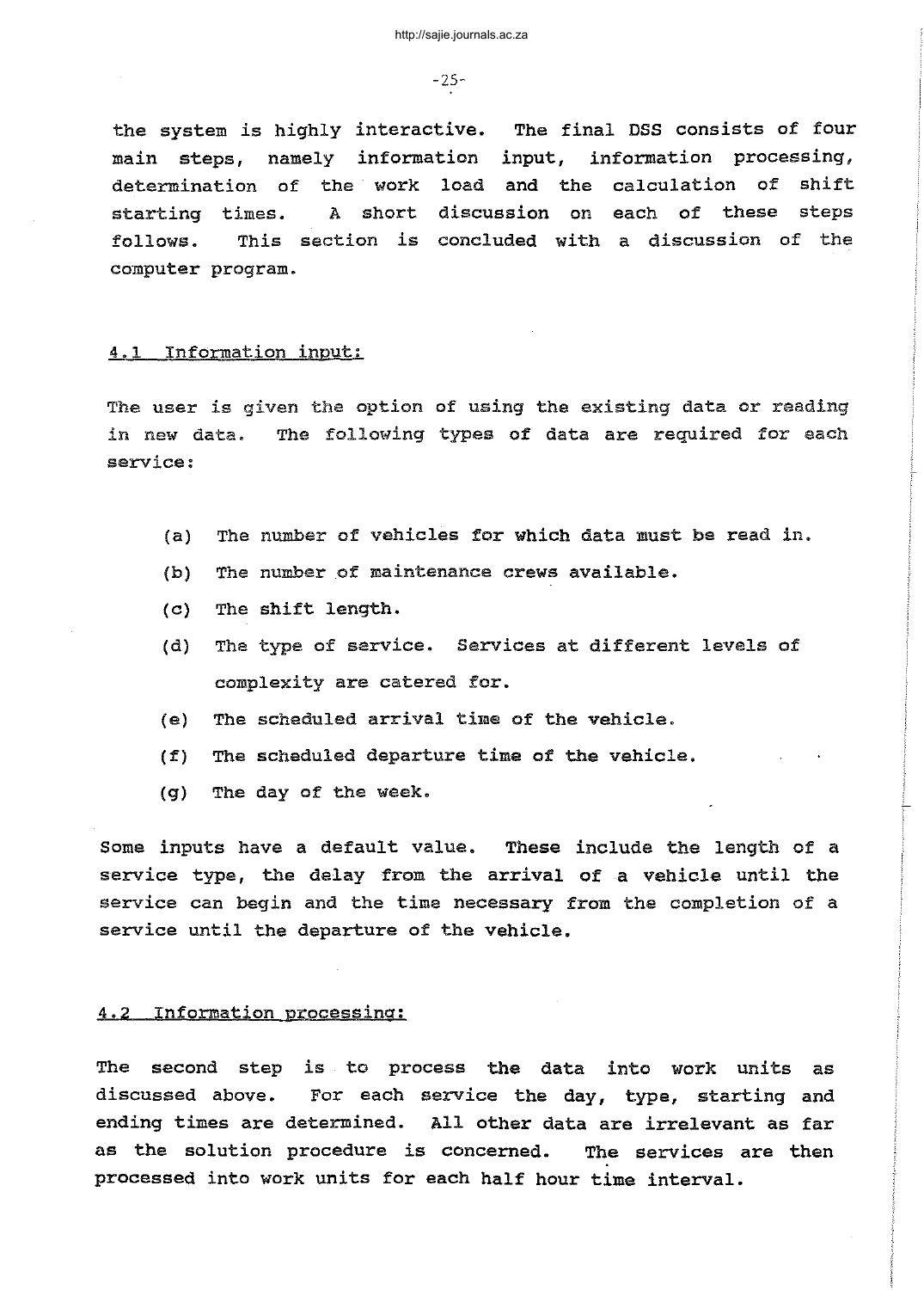the system is highly interactive. The final DSS consists of four main steps, namely information input, information processing, determination of the work load and the calculation of shift starting times. A short discussion on each of these steps follows. This section is concluded with a discussion of the computer program.

### 4.1 Information input:

The user is given the option of using the existing data or reading in new data. The following types of data are required for each service:

(a) The number of vehicles for which data must be read in.

(b) The number of maintenance crews available.

(c) The shift length.

(d) The type of service. Services at different levels of complexity are catered for.

(e) The scheduled arrival time of the vehicle.

(f) The scheduled departure time of the vehicle.

(g) The day of the week.

Some inputs have a default value. These include the length of a service type, the delay from the arrival of a vehicle until the service can begin and the time necessary from the completion of a service until the departure of the vehicle.

### 4.2 Information processing:

The second step is to process the data into work units as discussed above. For each service the day, type, starting and ending times are determined. All other data are irrelevant as far as the solution procedure is concerned. The services are then processed into work units for each half hour time interval.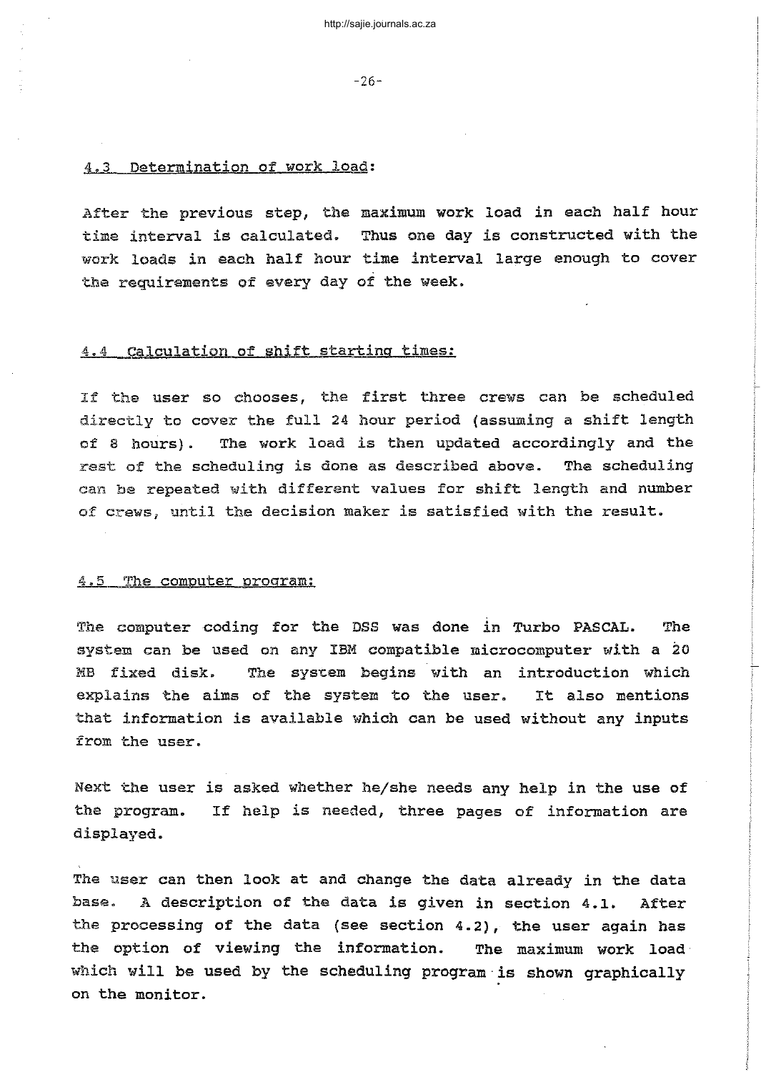### 4.3 Determination of work load:

After the previous step, the maximum work load in each half hour time interval is calculated. Thus one day is constructed with the work loads in each half hour time interval large enough to cover the requirements of every day of the week.

### 4.4 Calculation of shift starting times:

If the user so chooses, the first three crews can be scheduled directly to cover the full 24 hour period (assuming a shift length of 8 hours). The work load is then updated accordingly and the rest of the scheduling is done as described above. The scheduling can be repeated with different values for shift length and number of crews, until the decision maker is satisfied with the result.

### 4.5 The computer program:

The computer coding for the DSS was done in Turbo PASCAL. The system can be used on any IBM compatible microcomputer with a 20 MB fixed disk. The system begins with an introduction which explains the aims of the system to the user. It also mentions that information is available which can be used without any inputs from the user.

Next the user is asked whether he/she needs any help in the use of the program. If help is needed, three pages of information are displayed.

The user can then look at and change the data already in the data base. A description of the data is given in section 4.1. After the processing of the data (see section 4.2), the user again has the option of viewing the information. The maximum work load which will be used by the scheduling program is shown graphically on the monitor.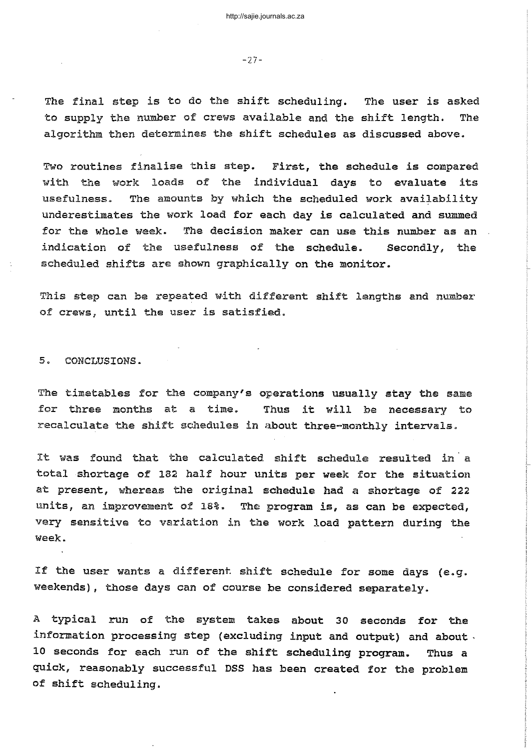The final step is to do the shift scheduling. The user is asked to supply the number of crews available and the shift length. The algorithm then determines the shift schedules as discussed above.

Two routines finalise this step. First, the schedule is compared with the work loads of the individual days to evaluate its usefulness. The amounts by which the scheduled work availability underestimates the work load for each day is calculated and summed for the whole week. The decision maker can use this number as an indication of the usefulness of the schedule. Secondly, the scheduled shifts are shown graphically on the monitor.

This step can be repeated with different shift lengths and number of crews, until the user is satisfied.

## 5. CONCLUSIONS.

The timetables for the company's operations usually stay the same for three months at a time. Thus it will be necessary to recalculate the shift schedules in about three-monthly intervals.

It was found that the calculated shift schedule resulted in a total shortage of 182 half hour units per week for the situation at present, whereas the original schedule had a shortage of 222 units, an improvement of 18%. The program is, as can be expected, very sensitive to variation in the work load pattern during the week.

If the user wants a different shift schedule for some days (e.g. weekends), those days can of course be considered separately.

A typical run of the system takes about 30 seconds for the information processing step (excluding input and output) and about 10 seconds for each run of the shift scheduling program. Thus a quick, reasonably successful DSS has been created for the problem of shift scheduling.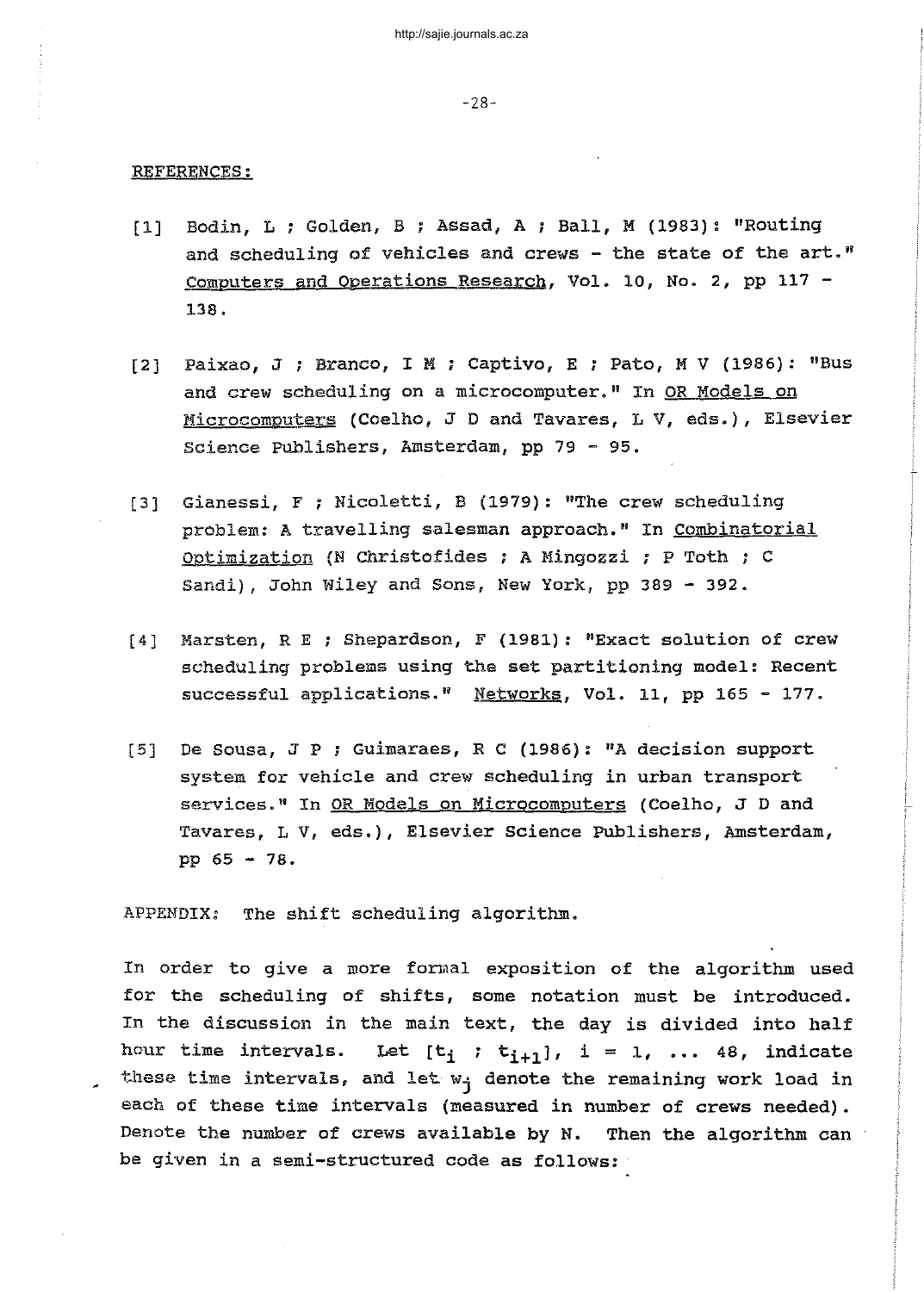## REFERENCES:

[1] Bodin, L ; Golden, B ; Assad, A ; Ball, M (1983): "Routing and scheduling of vehicles and crews - the state of the art." Computers and Operations Research, Vol. 10, No. 2, pp 117 - 138.

[2] Paixao, J ; Branco, I M ; Captivo, E ; Pato, M V (1986): "Bus and crew scheduling on a microcomputer." In OR Models on Microcomputers (Coelho, J D and Tavares, L V, eds.), Elsevier Science Publishers, Amsterdam, pp 79 - 95.

[3] Gianessi, F ; Nicoletti, B (1979): "The crew scheduling problem: A travelling salesman approach." In Combinatorial Optimization (N Christofides ; A Mingozzi ; P Toth ; C Sandi), John Wiley and Sons, New York, pp 389 - 392.

[4] Marsten, R E ; Shepardson, F (1981): "Exact solution of crew scheduling problems using the set partitioning model: Recent successful applications." Networks, Vol. 11, pp 165 - 177.

[5] De Sousa, J P ; Guimaraes, R C (1986): "A decision support system for vehicle and crew scheduling in urban transport services." In OR Models on Microcomputers (Coelho, J D and Tavares, L V, eds.), Elsevier Science Publishers, Amsterdam, pp 65 - 78.

## APPENDIX: The shift scheduling algorithm.

In order to give a more formal exposition of the algorithm used for the scheduling of shifts, some notation must be introduced. In the discussion in the main text, the day is divided into half hour time intervals. Let $[t_i ; t_{i+1}]$, $i = 1, \ldots 48$, indicate these time intervals, and let $w_j$ denote the remaining work load in each of these time intervals (measured in number of crews needed). Denote the number of crews available by N. Then the algorithm can be given in a semi-structured code as follows: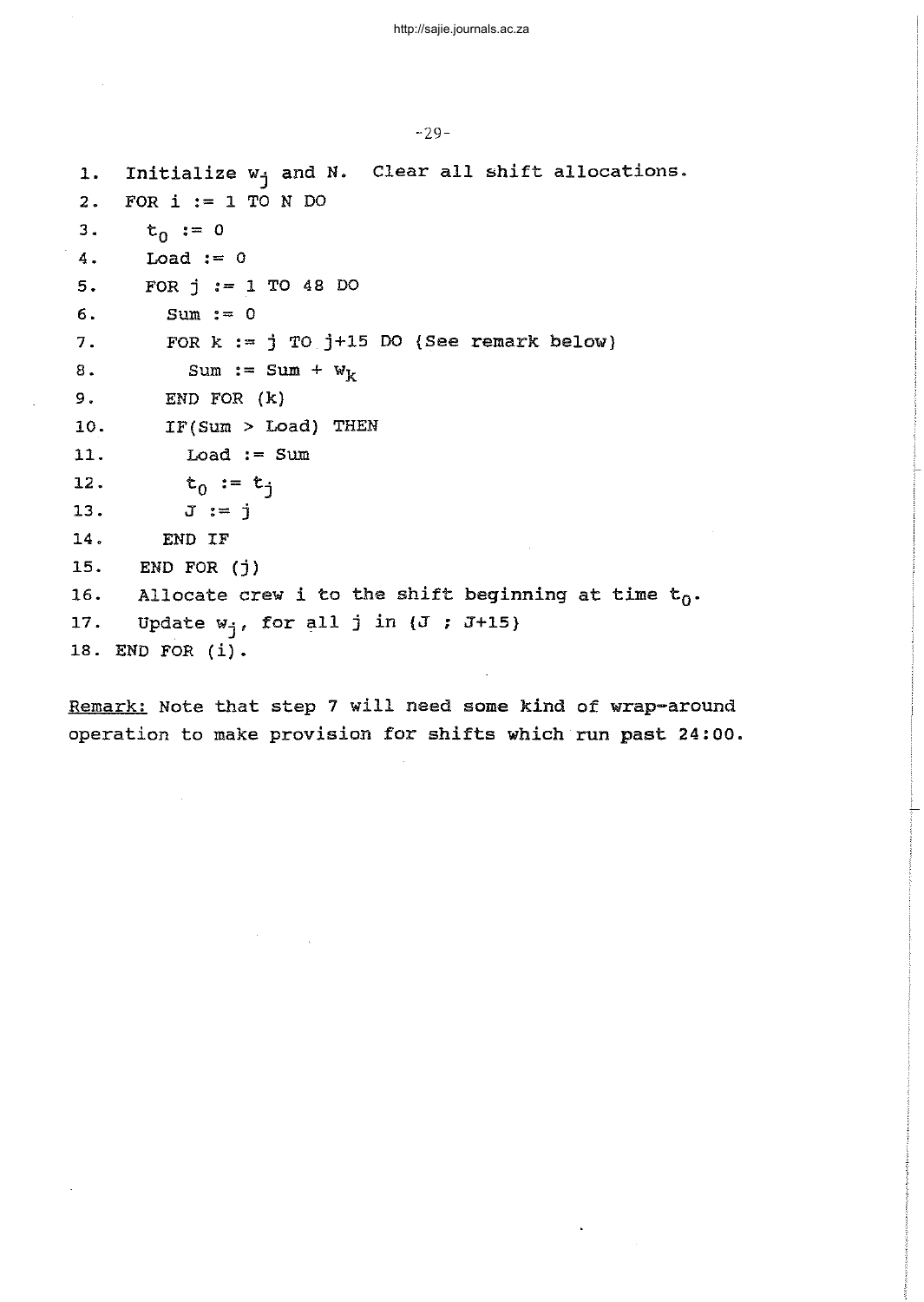```
1.  Initialize w_j and N.  Clear all shift allocations.
2.  FOR i := 1 TO N DO
3.    t_0 := 0
4.    Load := 0
5.    FOR j := 1 TO 48 DO
6.      Sum := 0
7.      FOR k := j TO j+15 DO (See remark below)
8.        Sum := Sum + w_k
9.      END FOR (k)
10.     IF(Sum > Load) THEN
11.       Load := Sum
12.       t_0 := t_j
13.       J := j
14.     END IF
15.   END FOR (j)
16.   Allocate crew i to the shift beginning at time t_0.
17.   Update w_j, for all j in (J ; J+15)
18. END FOR (i).
```

Remark: Note that step 7 will need some kind of wrap-around operation to make provision for shifts which run past 24:00.